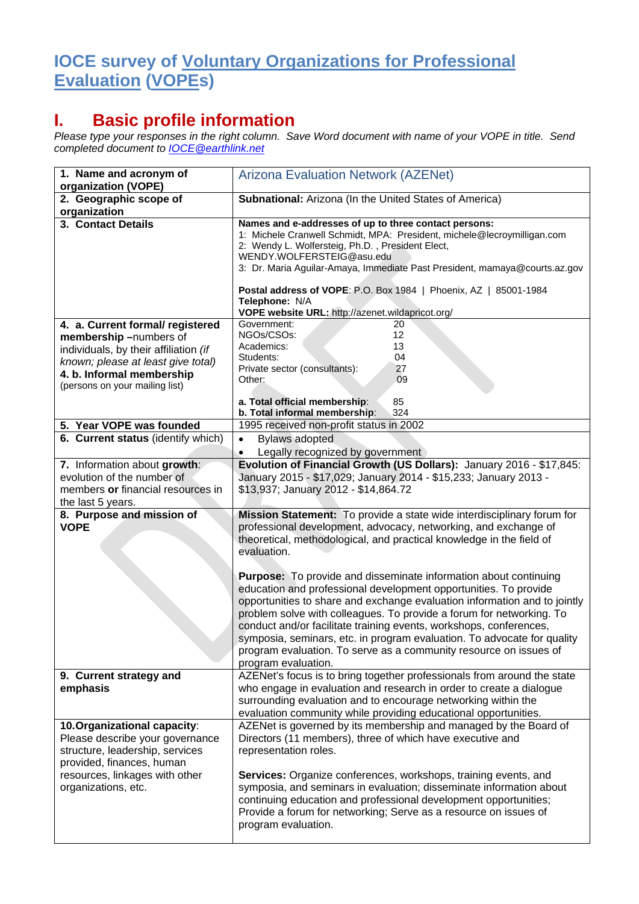# IOCE survey of Voluntary Organizations for Professional Evaluation (VOPEs)

## I. Basic profile information

*Please type your responses in the right column. Save Word document with name of your VOPE in title. Send completed document to IOCE@earthlink.net*

| | |
|---|---|
| **1. Name and acronym of organization (VOPE)** | Arizona Evaluation Network (AZENet) |
| **2. Geographic scope of organization** | **Subnational:** Arizona (In the United States of America) |
| **3. Contact Details** | **Names and e-addresses of up to three contact persons:**<br>1: Michele Cranwell Schmidt, MPA: President, michele@lecroymilligan.com<br>2: Wendy L. Wolfersteig, Ph.D. , President Elect, WENDY.WOLFERSTEIG@asu.edu<br>3: Dr. Maria Aguilar-Amaya, Immediate Past President, mamaya@courts.az.gov<br><br>**Postal address of VOPE**: P.O. Box 1984 \| Phoenix, AZ \| 85001-1984<br>**Telephone:** N/A<br>**VOPE website URL:** http://azenet.wildapricot.org/ |
| **4. a. Current formal/ registered membership** –numbers of individuals, by their affiliation *(if known; please at least give total)*<br>**4. b. Informal membership** (persons on your mailing list) | Government: 20<br>NGOs/CSOs: 12<br>Academics: 13<br>Students: 04<br>Private sector (consultants): 27<br>Other: 09<br><br>**a. Total official membership**: 85<br>**b. Total informal membership**: 324 |
| **5. Year VOPE was founded** | 1995 received non-profit status in 2002 |
| **6. Current status** (identify which) | • Bylaws adopted<br>• Legally recognized by government |
| **7.** Information about **growth**: evolution of the number of members **or** financial resources in the last 5 years. | **Evolution of Financial Growth (US Dollars):** January 2016 - $17,845: January 2015 - $17,029; January 2014 - $15,233; January 2013 - $13,937; January 2012 - $14,864.72 |
| **8. Purpose and mission of VOPE** | **Mission Statement:** To provide a state wide interdisciplinary forum for professional development, advocacy, networking, and exchange of theoretical, methodological, and practical knowledge in the field of evaluation.<br><br>**Purpose:** To provide and disseminate information about continuing education and professional development opportunities. To provide opportunities to share and exchange evaluation information and to jointly problem solve with colleagues. To provide a forum for networking. To conduct and/or facilitate training events, workshops, conferences, symposia, seminars, etc. in program evaluation. To advocate for quality program evaluation. To serve as a community resource on issues of program evaluation. |
| **9. Current strategy and emphasis** | AZENet's focus is to bring together professionals from around the state who engage in evaluation and research in order to create a dialogue surrounding evaluation and to encourage networking within the evaluation community while providing educational opportunities. |
| **10. Organizational capacity**: Please describe your governance structure, leadership, services provided, finances, human resources, linkages with other organizations, etc. | AZENet is governed by its membership and managed by the Board of Directors (11 members), three of which have executive and representation roles.<br><br>**Services:** Organize conferences, workshops, training events, and symposia, and seminars in evaluation; disseminate information about continuing education and professional development opportunities; Provide a forum for networking; Serve as a resource on issues of program evaluation. |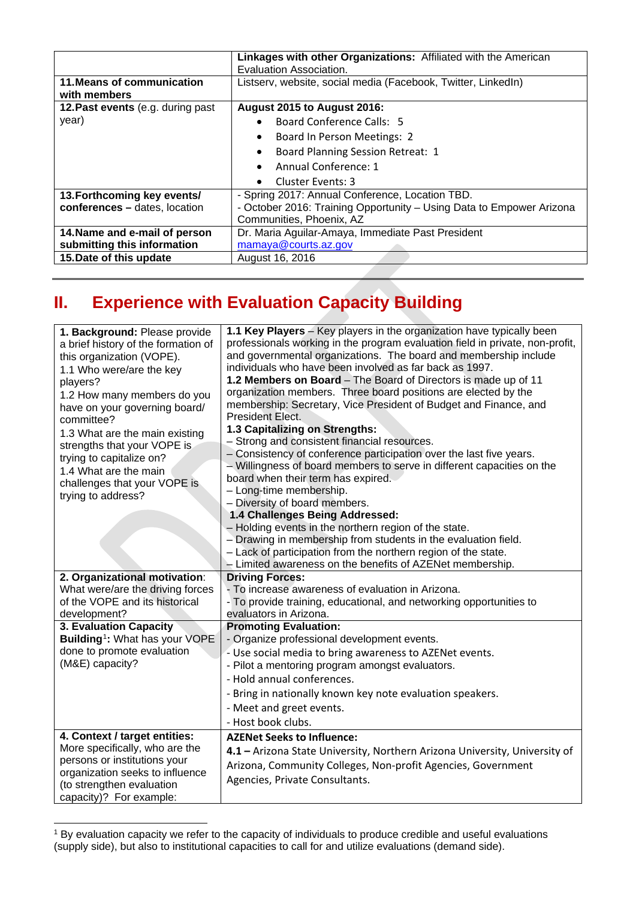| | |
|---|---|
| | **Linkages with other Organizations:** Affiliated with the American Evaluation Association. |
| **11.Means of communication with members** | Listserv, website, social media (Facebook, Twitter, LinkedIn) |
| **12.Past events** (e.g. during past year) | **August 2015 to August 2016:**<br>• Board Conference Calls: 5<br>• Board In Person Meetings: 2<br>• Board Planning Session Retreat: 1<br>• Annual Conference: 1<br>• Cluster Events: 3 |
| **13.Forthcoming key events/ conferences – dates, location** | - Spring 2017: Annual Conference, Location TBD.<br>- October 2016: Training Opportunity – Using Data to Empower Arizona Communities, Phoenix, AZ |
| **14.Name and e-mail of person submitting this information** | Dr. Maria Aguilar-Amaya, Immediate Past President<br>mamaya@courts.az.gov |
| **15.Date of this update** | August 16, 2016 |

## II. Experience with Evaluation Capacity Building

| | |
|---|---|
| **1. Background:** Please provide a brief history of the formation of this organization (VOPE).<br>1.1 Who were/are the key players?<br>1.2 How many members do you have on your governing board/ committee?<br>1.3 What are the main existing strengths that your VOPE is trying to capitalize on?<br>1.4 What are the main challenges that your VOPE is trying to address? | **1.1 Key Players** – Key players in the organization have typically been professionals working in the program evaluation field in private, non-profit, and governmental organizations. The board and membership include individuals who have been involved as far back as 1997.<br>**1.2 Members on Board** – The Board of Directors is made up of 11 organization members. Three board positions are elected by the membership: Secretary, Vice President of Budget and Finance, and President Elect.<br>**1.3 Capitalizing on Strengths:**<br>– Strong and consistent financial resources.<br>– Consistency of conference participation over the last five years.<br>– Willingness of board members to serve in different capacities on the board when their term has expired.<br>– Long-time membership.<br>– Diversity of board members.<br>**1.4 Challenges Being Addressed:**<br>– Holding events in the northern region of the state.<br>– Drawing in membership from students in the evaluation field.<br>– Lack of participation from the northern region of the state.<br>– Limited awareness on the benefits of AZENet membership. |
| **2. Organizational motivation**: What were/are the driving forces of the VOPE and its historical development? | **Driving Forces:**<br>- To increase awareness of evaluation in Arizona.<br>- To provide training, educational, and networking opportunities to evaluators in Arizona. |
| **3. Evaluation Capacity Building**[1]**:** What has your VOPE done to promote evaluation (M&E) capacity? | **Promoting Evaluation:**<br>- Organize professional development events.<br>- Use social media to bring awareness to AZENet events.<br>- Pilot a mentoring program amongst evaluators.<br>- Hold annual conferences.<br>- Bring in nationally known key note evaluation speakers.<br>- Meet and greet events.<br>- Host book clubs. |
| **4. Context / target entities:** More specifically, who are the persons or institutions your organization seeks to influence (to strengthen evaluation capacity)? For example: | **AZENet Seeks to Influence:**<br>**4.1 –** Arizona State University, Northern Arizona University, University of Arizona, Community Colleges, Non-profit Agencies, Government Agencies, Private Consultants. |

[1] By evaluation capacity we refer to the capacity of individuals to produce credible and useful evaluations (supply side), but also to institutional capacities to call for and utilize evaluations (demand side).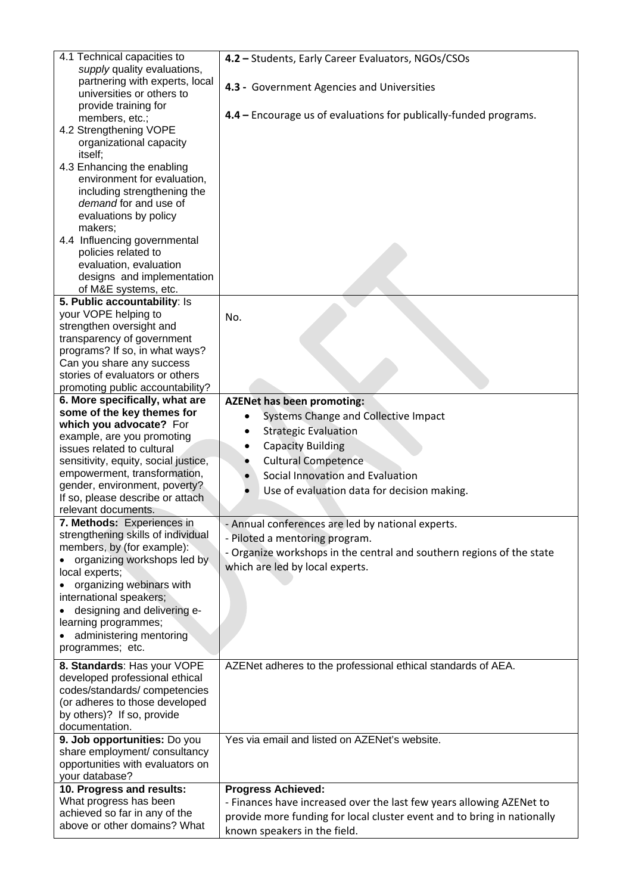| | |
|---|---|
| 4.1 Technical capacities to *supply* quality evaluations, partnering with experts, local universities or others to provide training for members, etc.;<br>4.2 Strengthening VOPE organizational capacity itself;<br>4.3 Enhancing the enabling environment for evaluation, including strengthening the *demand* for and use of evaluations by policy makers;<br>4.4 Influencing governmental policies related to evaluation, evaluation designs and implementation of M&E systems, etc. | **4.2 –** Students, Early Career Evaluators, NGOs/CSOs<br><br>**4.3 -** Government Agencies and Universities<br><br>**4.4 –** Encourage us of evaluations for publically-funded programs. |
| **5. Public accountability**: Is your VOPE helping to strengthen oversight and transparency of government programs? If so, in what ways? Can you share any success stories of evaluators or others promoting public accountability? | No. |
| **6. More specifically, what are some of the key themes for which you advocate?** For example, are you promoting issues related to cultural sensitivity, equity, social justice, empowerment, transformation, gender, environment, poverty? If so, please describe or attach relevant documents. | **AZENet has been promoting:**<br>• Systems Change and Collective Impact<br>• Strategic Evaluation<br>• Capacity Building<br>• Cultural Competence<br>• Social Innovation and Evaluation<br>• Use of evaluation data for decision making. |
| **7. Methods:** Experiences in strengthening skills of individual members, by (for example):<br>• organizing workshops led by local experts;<br>• organizing webinars with international speakers;<br>• designing and delivering e-learning programmes;<br>• administering mentoring programmes; etc. | - Annual conferences are led by national experts.<br>- Piloted a mentoring program.<br>- Organize workshops in the central and southern regions of the state which are led by local experts. |
| **8. Standards**: Has your VOPE developed professional ethical codes/standards/ competencies (or adheres to those developed by others)? If so, provide documentation. | AZENet adheres to the professional ethical standards of AEA. |
| **9. Job opportunities:** Do you share employment/ consultancy opportunities with evaluators on your database? | Yes via email and listed on AZENet's website. |
| **10. Progress and results:** What progress has been achieved so far in any of the above or other domains? What | **Progress Achieved:**<br>- Finances have increased over the last few years allowing AZENet to provide more funding for local cluster event and to bring in nationally known speakers in the field. |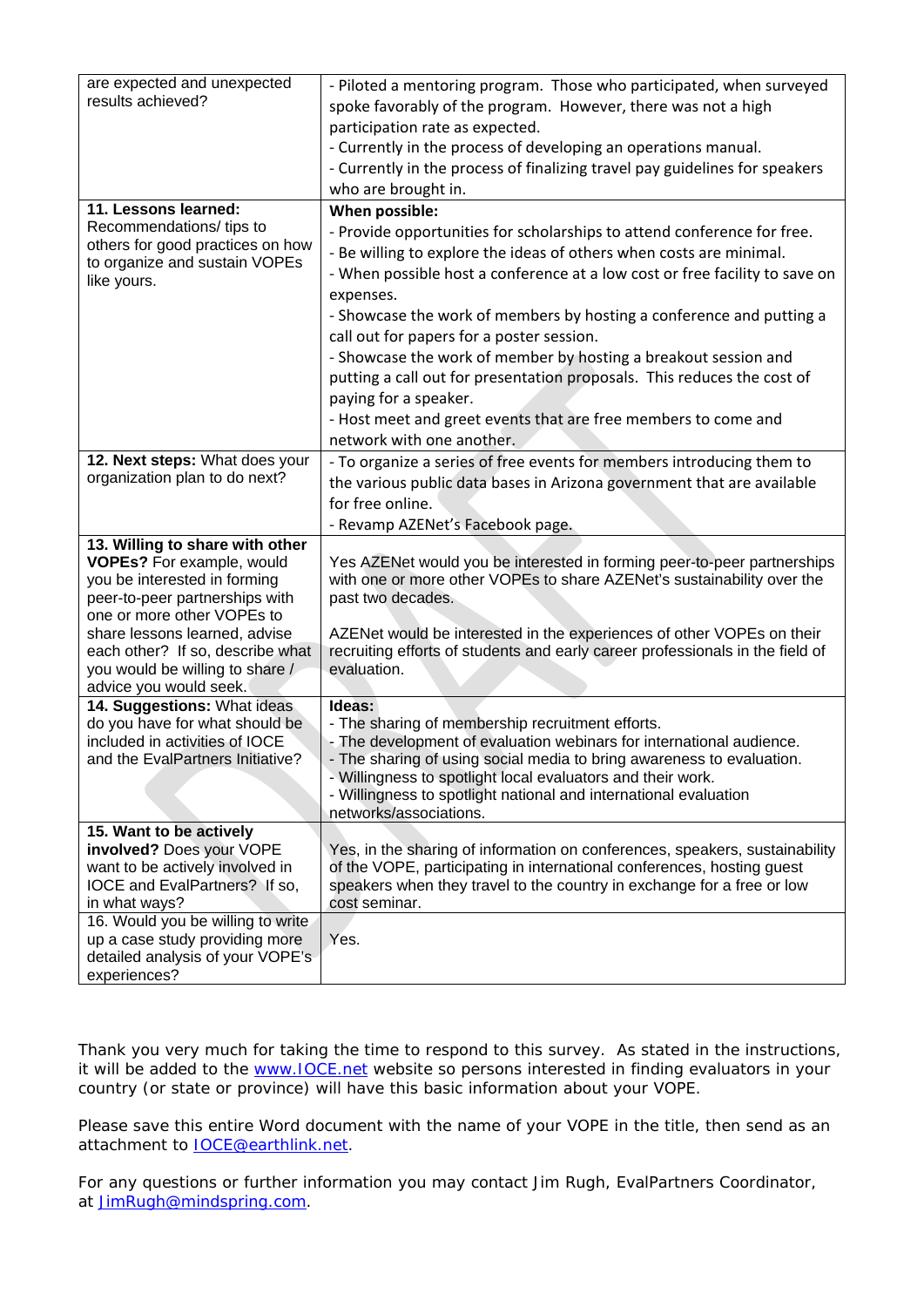| | |
|---|---|
| are expected and unexpected results achieved? | - Piloted a mentoring program. Those who participated, when surveyed spoke favorably of the program. However, there was not a high participation rate as expected.<br>- Currently in the process of developing an operations manual.<br>- Currently in the process of finalizing travel pay guidelines for speakers who are brought in. |
| **11. Lessons learned:** Recommendations/ tips to others for good practices on how to organize and sustain VOPEs like yours. | **When possible:**<br>- Provide opportunities for scholarships to attend conference for free.<br>- Be willing to explore the ideas of others when costs are minimal.<br>- When possible host a conference at a low cost or free facility to save on expenses.<br>- Showcase the work of members by hosting a conference and putting a call out for papers for a poster session.<br>- Showcase the work of member by hosting a breakout session and putting a call out for presentation proposals. This reduces the cost of paying for a speaker.<br>- Host meet and greet events that are free members to come and network with one another. |
| **12. Next steps:** What does your organization plan to do next? | - To organize a series of free events for members introducing them to the various public data bases in Arizona government that are available for free online.<br>- Revamp AZENet's Facebook page. |
| **13. Willing to share with other VOPEs?** For example, would you be interested in forming peer-to-peer partnerships with one or more other VOPEs to share lessons learned, advise each other? If so, describe what you would be willing to share / advice you would seek. | Yes AZENet would you be interested in forming peer-to-peer partnerships with one or more other VOPEs to share AZENet's sustainability over the past two decades.<br><br>AZENet would be interested in the experiences of other VOPEs on their recruiting efforts of students and early career professionals in the field of evaluation. |
| **14. Suggestions:** What ideas do you have for what should be included in activities of IOCE and the EvalPartners Initiative? | **Ideas:**<br>- The sharing of membership recruitment efforts.<br>- The development of evaluation webinars for international audience.<br>- The sharing of using social media to bring awareness to evaluation.<br>- Willingness to spotlight local evaluators and their work.<br>- Willingness to spotlight national and international evaluation networks/associations. |
| **15. Want to be actively involved?** Does your VOPE want to be actively involved in IOCE and EvalPartners? If so, in what ways? | Yes, in the sharing of information on conferences, speakers, sustainability of the VOPE, participating in international conferences, hosting guest speakers when they travel to the country in exchange for a free or low cost seminar. |
| 16. Would you be willing to write up a case study providing more detailed analysis of your VOPE's experiences? | Yes. |

Thank you very much for taking the time to respond to this survey. As stated in the instructions, it will be added to the www.IOCE.net website so persons interested in finding evaluators in your country (or state or province) will have this basic information about your VOPE.

Please save this entire Word document with the name of your VOPE in the title, then send as an attachment to IOCE@earthlink.net.

For any questions or further information you may contact Jim Rugh, EvalPartners Coordinator, at JimRugh@mindspring.com.